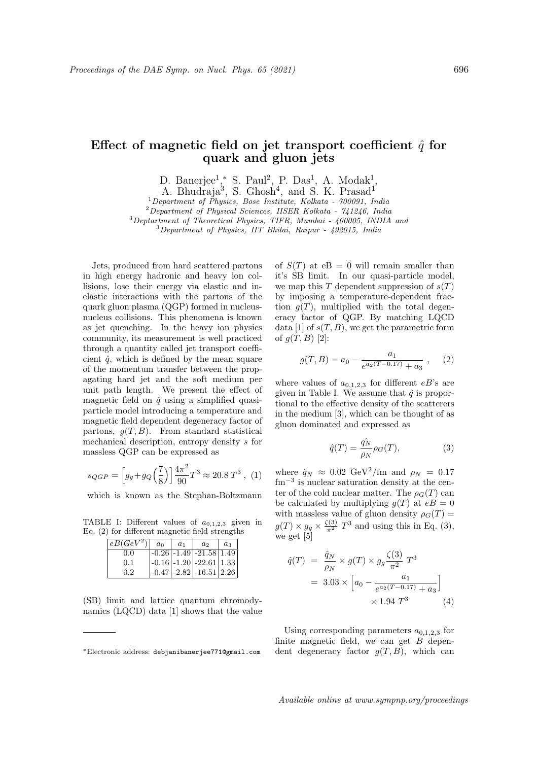# Effect of magnetic field on jet transport coefficient $\hat{q}$ for quark and gluon jets

D. Banerjee[1],* S. Paul[2], P. Das[1], A. Modak[1], A. Bhudraja[3], S. Ghosh[4], and S. K. Prasad[1]

[1]Department of Physics, Bose Institute, Kolkata - 700091, India
[2]Department of Physical Sciences, IISER Kolkata - 741246, India
[3]Deptartment of Theoretical Physics, TIFR, Mumbai - 400005, INDIA and
[3]Department of Physics, IIT Bhilai, Raipur - 492015, India

Jets, produced from hard scattered partons in high energy hadronic and heavy ion collisions, lose their energy via elastic and inelastic interactions with the partons of the quark gluon plasma (QGP) formed in nucleus-nucleus collisions. This phenomena is known as jet quenching. In the heavy ion physics community, its measurement is well practiced through a quantity called jet transport coefficient $\hat{q}$, which is defined by the mean square of the momentum transfer between the propagating hard jet and the soft medium per unit path length. We present the effect of magnetic field on $\hat{q}$ using a simplified quasi-particle model introducing a temperature and magnetic field dependent degeneracy factor of partons, $g(T, B)$. From standard statistical mechanical description, entropy density $s$ for massless QGP can be expressed as

$$s_{QGP} = \Big[g_g + g_Q\Big(\frac{7}{8}\Big)\Big]\frac{4\pi^2}{90}T^3 \approx 20.8\,T^3\,, \quad (1)$$

which is known as the Stephan-Boltzmann

TABLE I: Different values of $a_{0,1,2,3}$ given in Eq. (2) for different magnetic field strengths

| $eB(GeV^2)$ | $a_0$ | $a_1$ | $a_2$ | $a_3$ |
|---|---|---|---|---|
| 0.0 | -0.26 | -1.49 | -21.58 | 1.49 |
| 0.1 | -0.16 | -1.20 | -22.61 | 1.33 |
| 0.2 | -0.47 | -2.82 | -16.51 | 2.26 |

(SB) limit and lattice quantum chromodynamics (LQCD) data [1] shows that the value of $S(T)$ at eB = 0 will remain smaller than it's SB limit. In our quasi-particle model, we map this $T$ dependent suppression of $s(T)$ by imposing a temperature-dependent fraction $g(T)$, multiplied with the total degeneracy factor of QGP. By matching LQCD data [1] of $s(T, B)$, we get the parametric form of $g(T, B)$ [2]:

$$g(T, B) = a_0 - \frac{a_1}{e^{a_2(T-0.17)} + a_3}\,, \quad (2)$$

where values of $a_{0,1,2,3}$ for different $eB$'s are given in Table I. We assume that $\hat{q}$ is proportional to the effective density of the scatterers in the medium [3], which can be thought of as gluon dominated and expressed as

$$\hat{q}(T) = \frac{\hat{q_N}}{\rho_N}\rho_G(T), \quad (3)$$

where $\hat{q}_N \approx 0.02$ GeV$^2$/fm and $\rho_N = 0.17$ fm$^{-3}$ is nuclear saturation density at the center of the cold nuclear matter. The $\rho_G(T)$ can be calculated by multiplying $g(T)$ at $eB = 0$ with massless value of gluon density $\rho_G(T) = g(T) \times g_g \times \frac{\zeta(3)}{\pi^2}\,T^3$ and using this in Eq. (3), we get [5]

$$\begin{aligned}\hat{q}(T) &= \frac{\hat{q}_N}{\rho_N} \times g(T) \times g_g \frac{\zeta(3)}{\pi^2}\,T^3 \\ &= 3.03 \times \Big[a_0 - \frac{a_1}{e^{a_2(T-0.17)} + a_3}\Big] \\ &\qquad \times 1.94\,T^3 \end{aligned} \quad (4)$$

Using corresponding parameters $a_{0,1,2,3}$ for finite magnetic field, we can get $B$ dependent degeneracy factor $g(T, B)$, which can

*Electronic address: debjanibanerjee771@gmail.com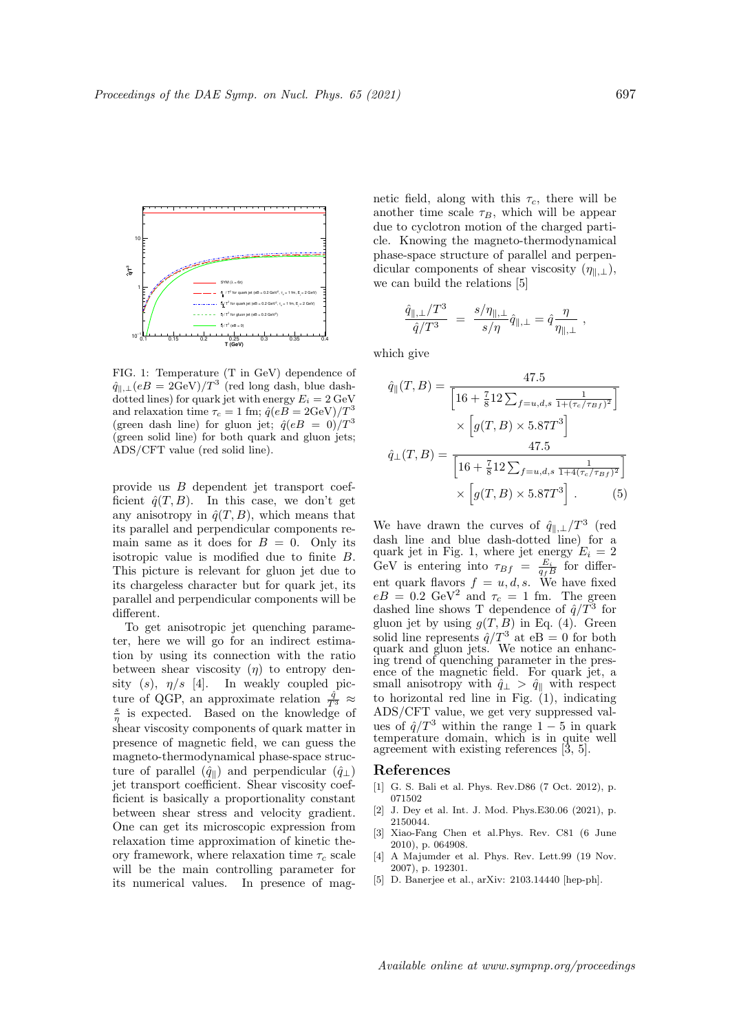10

$\hat{q}/T^3$

SYM ($\lambda$ = 6π)

$\hat{q}_{\parallel}/T^3$ for quark jet (eB = 0.2 GeV², $\tau_c$ = 1 fm, $E_i$ = 2 GeV)

$\hat{q}_{\perp}/T^3$ for quark jet (eB = 0.2 GeV², $\tau_c$ = 1 fm, $E_i$ = 2 GeV)

$\hat{q}/T^3$ for gluon jet (eB = 0.2 GeV²)

$\hat{q}/T^3$ (eB = 0)

1

$10^{-1}$

0.1 0.15 0.2 0.25 0.3 0.35 0.4

T (GeV)

FIG. 1: Temperature (T in GeV) dependence of $\hat{q}_{\parallel,\perp}(eB = 2\text{GeV})/T^3$ (red long dash, blue dash-dotted lines) for quark jet with energy $E_i = 2$ GeV and relaxation time $\tau_c = 1$ fm; $\hat{q}(eB = 2\text{GeV})/T^3$ (green dash line) for gluon jet; $\hat{q}(eB = 0)/T^3$ (green solid line) for both quark and gluon jets; ADS/CFT value (red solid line).

provide us $B$ dependent jet transport coefficient $\hat{q}(T, B)$. In this case, we don't get any anisotropy in $\hat{q}(T, B)$, which means that its parallel and perpendicular components remain same as it does for $B = 0$. Only its isotropic value is modified due to finite $B$. This picture is relevant for gluon jet due to its chargeless character but for quark jet, its parallel and perpendicular components will be different.

To get anisotropic jet quenching parameter, here we will go for an indirect estimation by using its connection with the ratio between shear viscosity ($\eta$) to entropy density ($s$), $\eta/s$ [4]. In weakly coupled picture of QGP, an approximate relation $\frac{\hat{q}}{T^3} \approx \frac{s}{\eta}$ is expected. Based on the knowledge of shear viscosity components of quark matter in presence of magnetic field, we can guess the magneto-thermodynamical phase-space structure of parallel ($\hat{q}_{\parallel}$) and perpendicular ($\hat{q}_{\perp}$) jet transport coefficient. Shear viscosity coefficient is basically a proportionality constant between shear stress and velocity gradient. One can get its microscopic expression from relaxation time approximation of kinetic theory framework, where relaxation time $\tau_c$ scale will be the main controlling parameter for its numerical values. In presence of magnetic field, along with this $\tau_c$, there will be another time scale $\tau_B$, which will be appear due to cyclotron motion of the charged particle. Knowing the magneto-thermodynamical phase-space structure of parallel and perpendicular components of shear viscosity ($\eta_{\parallel,\perp}$), we can build the relations [5]

$$\frac{\hat{q}_{\parallel,\perp}/T^3}{\hat{q}/T^3} = \frac{s/\eta_{\parallel,\perp}}{s/\eta}\hat{q}_{\parallel,\perp} = \hat{q}\frac{\eta}{\eta_{\parallel,\perp}} ,$$

which give

$$\hat{q}_{\parallel}(T, B) = \frac{47.5}{\left[16 + \frac{7}{8}12\sum_{f=u,d,s}\frac{1}{1+(\tau_c/\tau_{Bf})^2}\right]} \times \left[g(T, B) \times 5.87T^3\right]$$

$$\hat{q}_{\perp}(T, B) = \frac{47.5}{\left[16 + \frac{7}{8}12\sum_{f=u,d,s}\frac{1}{1+4(\tau_c/\tau_{Bf})^2}\right]} \times \left[g(T, B) \times 5.87T^3\right] . \quad (5)$$

We have drawn the curves of $\hat{q}_{\parallel,\perp}/T^3$ (red dash line and blue dash-dotted line) for a quark jet in Fig. 1, where jet energy $E_i = 2$ GeV is entering into $\tau_{Bf} = \frac{E_i}{q_f B}$ for different quark flavors $f = u, d, s$. We have fixed $eB = 0.2$ GeV$^2$ and $\tau_c = 1$ fm. The green dashed line shows T dependence of $\hat{q}/T^3$ for gluon jet by using $g(T, B)$ in Eq. (4). Green solid line represents $\hat{q}/T^3$ at eB = 0 for both quark and gluon jets. We notice an enhancing trend of quenching parameter in the presence of the magnetic field. For quark jet, a small anisotropy with $\hat{q}_{\perp} > \hat{q}_{\parallel}$ with respect to horizontal red line in Fig. (1), indicating ADS/CFT value, we get very suppressed values of $\hat{q}/T^3$ within the range $1-5$ in quark temperature domain, which is in quite well agreement with existing references [3, 5].

## References

[1] G. S. Bali et al. Phys. Rev.D86 (7 Oct. 2012), p. 071502

[2] J. Dey et al. Int. J. Mod. Phys.E30.06 (2021), p. 2150044.

[3] Xiao-Fang Chen et al.Phys. Rev. C81 (6 June 2010), p. 064908.

[4] A Majumder et al. Phys. Rev. Lett.99 (19 Nov. 2007), p. 192301.

[5] D. Banerjee et al., arXiv: 2103.14440 [hep-ph].